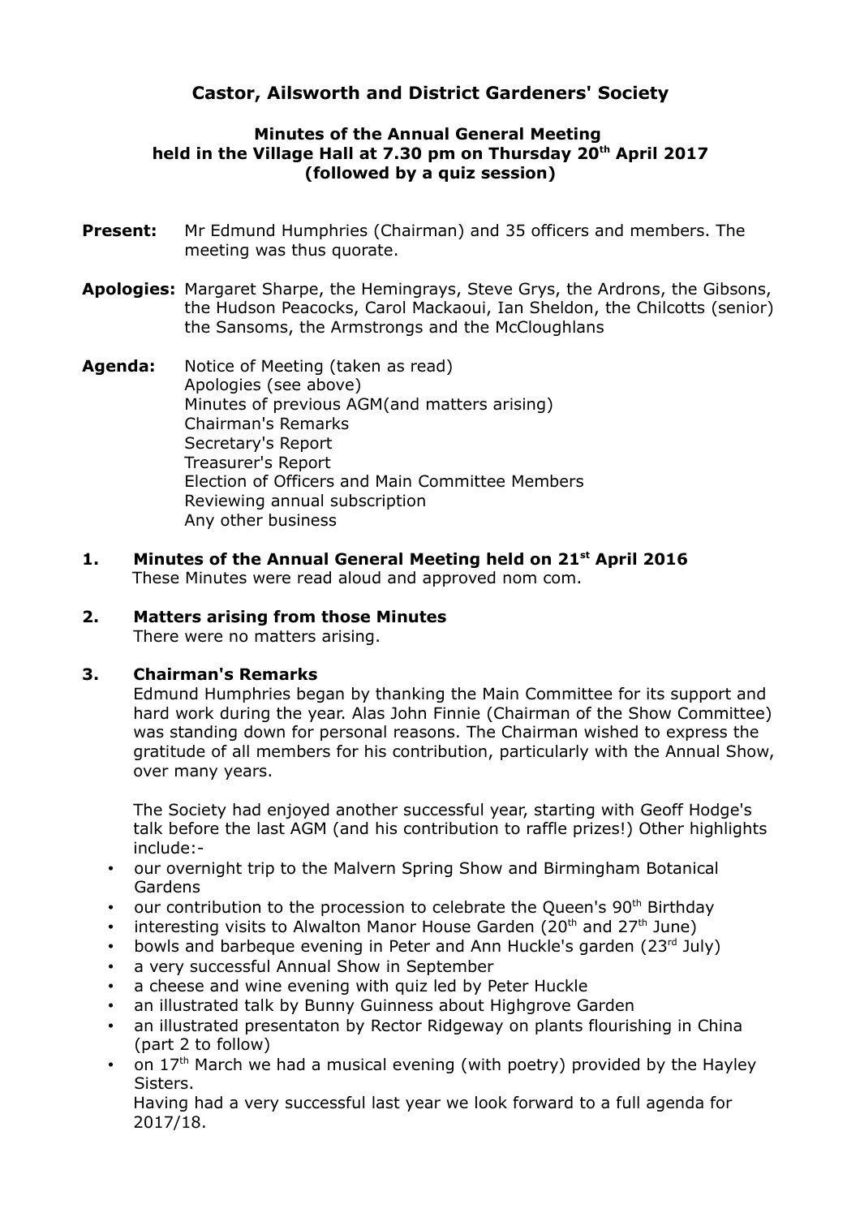# Castor, Ailsworth and District Gardeners' Society

## Minutes of the Annual General Meeting held in the Village Hall at 7.30 pm on Thursday 20th April 2017 (followed by a quiz session)

**Present:** Mr Edmund Humphries (Chairman) and 35 officers and members. The meeting was thus quorate.

**Apologies:** Margaret Sharpe, the Hemingrays, Steve Grys, the Ardrons, the Gibsons, the Hudson Peacocks, Carol Mackaoui, Ian Sheldon, the Chilcotts (senior) the Sansoms, the Armstrongs and the McCloughlans

**Agenda:** Notice of Meeting (taken as read)
Apologies (see above)
Minutes of previous AGM(and matters arising)
Chairman's Remarks
Secretary's Report
Treasurer's Report
Election of Officers and Main Committee Members
Reviewing annual subscription
Any other business

**1. Minutes of the Annual General Meeting held on 21st April 2016**
These Minutes were read aloud and approved nom com.

**2. Matters arising from those Minutes**
There were no matters arising.

**3. Chairman's Remarks**
Edmund Humphries began by thanking the Main Committee for its support and hard work during the year. Alas John Finnie (Chairman of the Show Committee) was standing down for personal reasons. The Chairman wished to express the gratitude of all members for his contribution, particularly with the Annual Show, over many years.

The Society had enjoyed another successful year, starting with Geoff Hodge's talk before the last AGM (and his contribution to raffle prizes!) Other highlights include:-

- our overnight trip to the Malvern Spring Show and Birmingham Botanical Gardens
- our contribution to the procession to celebrate the Queen's 90th Birthday
- interesting visits to Alwalton Manor House Garden (20th and 27th June)
- bowls and barbeque evening in Peter and Ann Huckle's garden (23rd July)
- a very successful Annual Show in September
- a cheese and wine evening with quiz led by Peter Huckle
- an illustrated talk by Bunny Guinness about Highgrove Garden
- an illustrated presentaton by Rector Ridgeway on plants flourishing in China (part 2 to follow)
- on 17th March we had a musical evening (with poetry) provided by the Hayley Sisters.

Having had a very successful last year we look forward to a full agenda for 2017/18.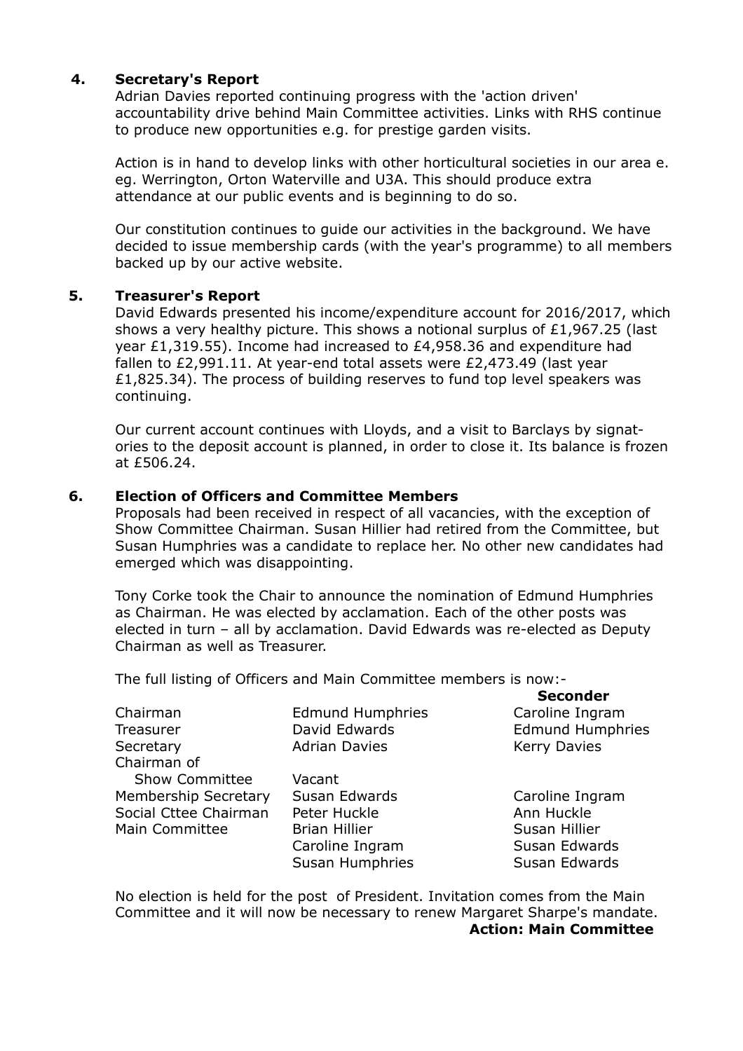## 4. Secretary's Report

Adrian Davies reported continuing progress with the 'action driven' accountability drive behind Main Committee activities. Links with RHS continue to produce new opportunities e.g. for prestige garden visits.

Action is in hand to develop links with other horticultural societies in our area e. eg. Werrington, Orton Waterville and U3A. This should produce extra attendance at our public events and is beginning to do so.

Our constitution continues to guide our activities in the background. We have decided to issue membership cards (with the year's programme) to all members backed up by our active website.

## 5. Treasurer's Report

David Edwards presented his income/expenditure account for 2016/2017, which shows a very healthy picture. This shows a notional surplus of £1,967.25 (last year £1,319.55). Income had increased to £4,958.36 and expenditure had fallen to £2,991.11. At year-end total assets were £2,473.49 (last year £1,825.34). The process of building reserves to fund top level speakers was continuing.

Our current account continues with Lloyds, and a visit to Barclays by signatories to the deposit account is planned, in order to close it. Its balance is frozen at £506.24.

## 6. Election of Officers and Committee Members

Proposals had been received in respect of all vacancies, with the exception of Show Committee Chairman. Susan Hillier had retired from the Committee, but Susan Humphries was a candidate to replace her. No other new candidates had emerged which was disappointing.

Tony Corke took the Chair to announce the nomination of Edmund Humphries as Chairman. He was elected by acclamation. Each of the other posts was elected in turn – all by acclamation. David Edwards was re-elected as Deputy Chairman as well as Treasurer.

The full listing of Officers and Main Committee members is now:-

| | | **Seconder** |
|---|---|---|
| Chairman | Edmund Humphries | Caroline Ingram |
| Treasurer | David Edwards | Edmund Humphries |
| Secretary | Adrian Davies | Kerry Davies |
| Chairman of Show Committee | Vacant | |
| Membership Secretary | Susan Edwards | Caroline Ingram |
| Social Cttee Chairman | Peter Huckle | Ann Huckle |
| Main Committee | Brian Hillier | Susan Hillier |
| | Caroline Ingram | Susan Edwards |
| | Susan Humphries | Susan Edwards |

No election is held for the post of President. Invitation comes from the Main Committee and it will now be necessary to renew Margaret Sharpe's mandate.

**Action: Main Committee**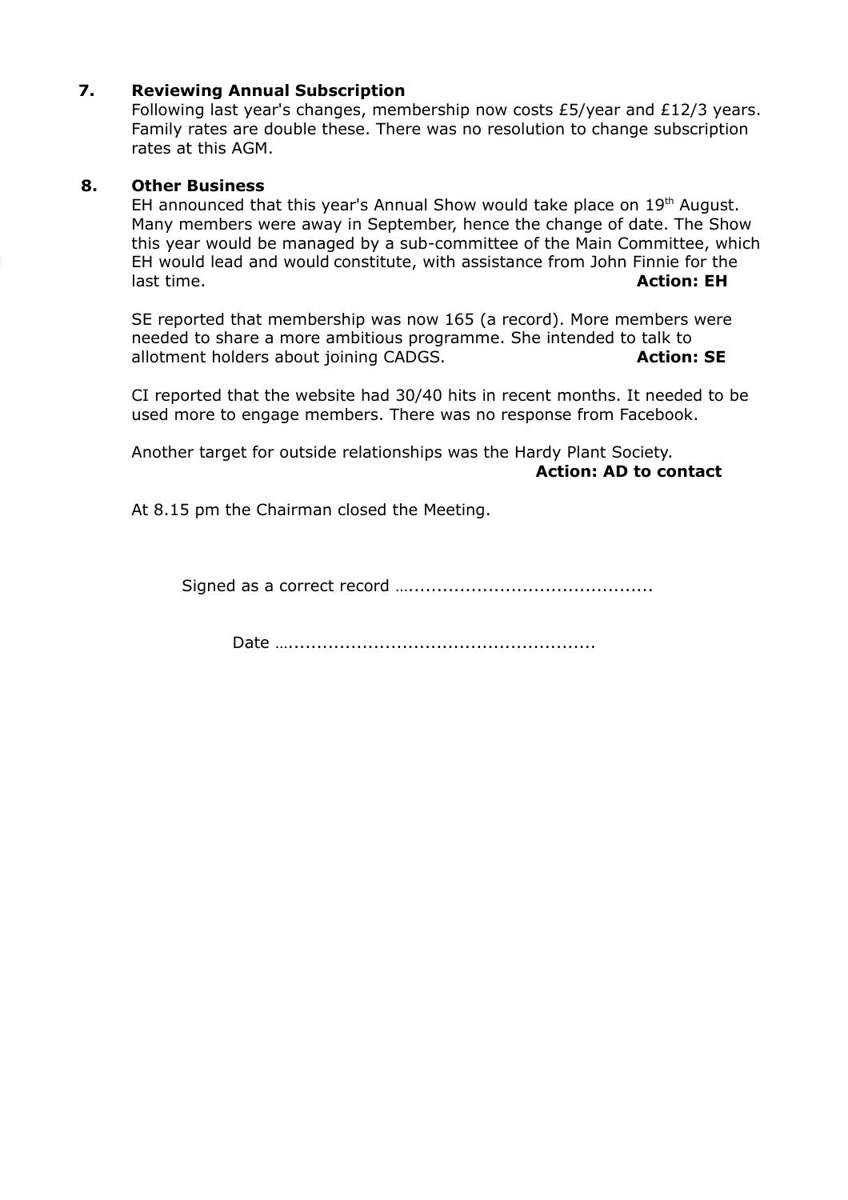## 7. Reviewing Annual Subscription

Following last year's changes, membership now costs £5/year and £12/3 years. Family rates are double these. There was no resolution to change subscription rates at this AGM.

## 8. Other Business

EH announced that this year's Annual Show would take place on 19th August. Many members were away in September, hence the change of date. The Show this year would be managed by a sub-committee of the Main Committee, which EH would lead and would constitute, with assistance from John Finnie for the last time. **Action: EH**

SE reported that membership was now 165 (a record). More members were needed to share a more ambitious programme. She intended to talk to allotment holders about joining CADGS. **Action: SE**

CI reported that the website had 30/40 hits in recent months. It needed to be used more to engage members. There was no response from Facebook.

Another target for outside relationships was the Hardy Plant Society.
**Action: AD to contact**

At 8.15 pm the Chairman closed the Meeting.

Signed as a correct record ….........................................

Date …....................................................